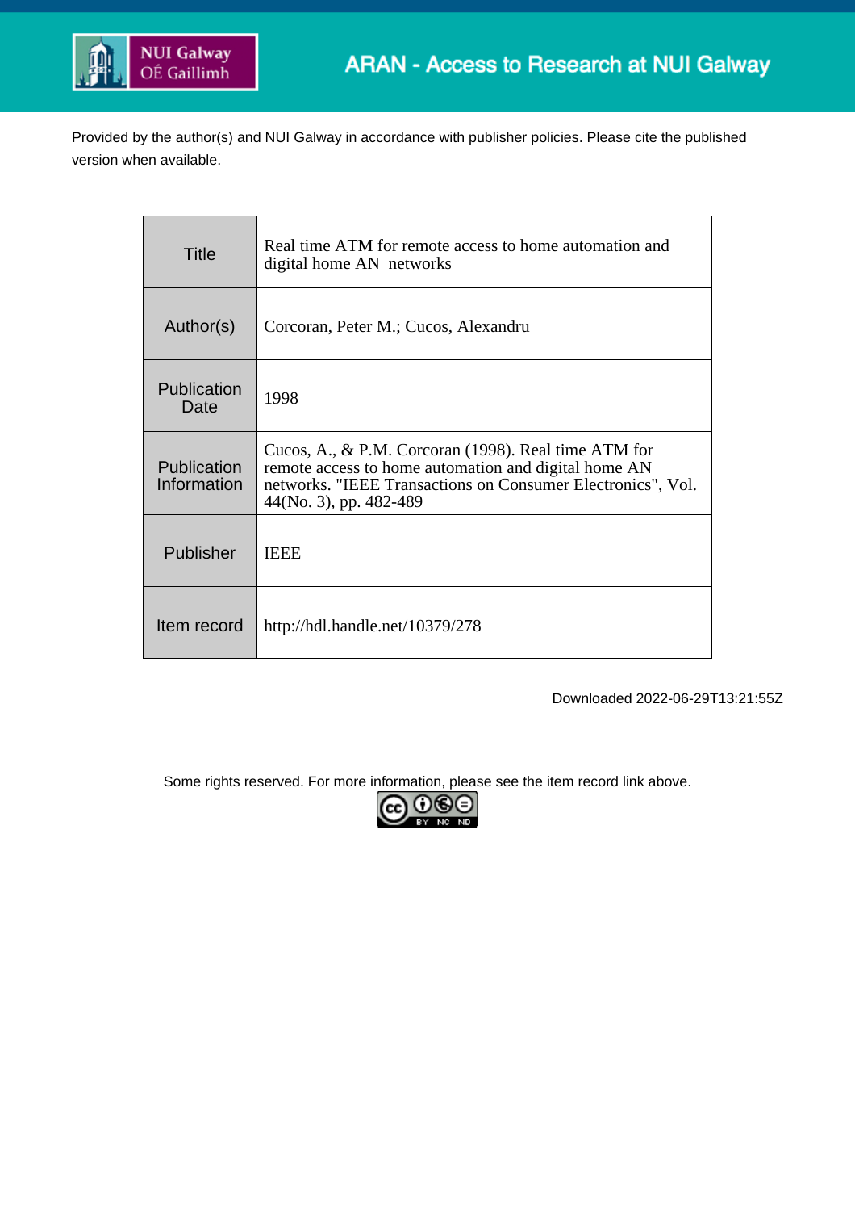ARAN - Access to Research at NUI Galway

Provided by the author(s) and NUI Galway in accordance with publisher policies. Please cite the published version when available.

| | |
|---|---|
| Title | Real time ATM for remote access to home automation and digital home AN networks |
| Author(s) | Corcoran, Peter M.; Cucos, Alexandru |
| Publication Date | 1998 |
| Publication Information | Cucos, A., & P.M. Corcoran (1998). Real time ATM for remote access to home automation and digital home AN networks. "IEEE Transactions on Consumer Electronics", Vol. 44(No. 3), pp. 482-489 |
| Publisher | IEEE |
| Item record | http://hdl.handle.net/10379/278 |

Downloaded 2022-06-29T13:21:55Z

Some rights reserved. For more information, please see the item record link above.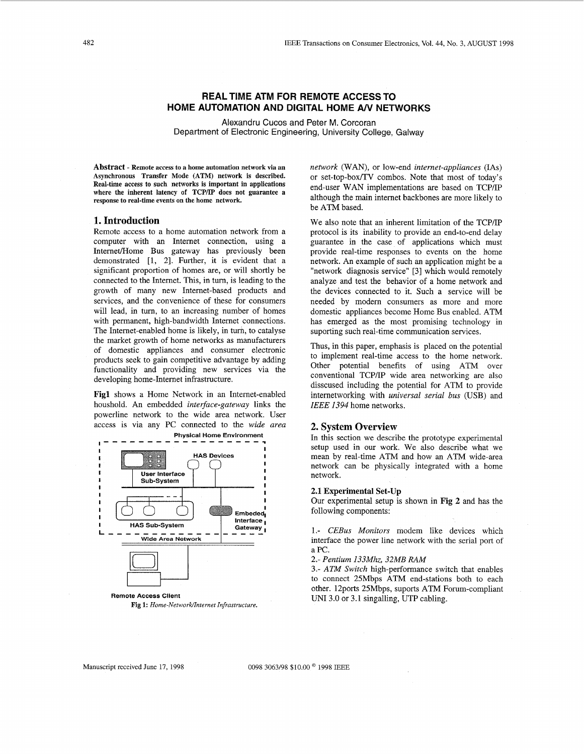# REAL TIME ATM FOR REMOTE ACCESS TO HOME AUTOMATION AND DIGITAL HOME A/V NETWORKS

Alexandru Cucos and Peter M. Corcoran
Department of Electronic Engineering, University College, Galway

**Abstract - Remote access to a home automation network via an Asynchronous Transfer Mode (ATM) network is described. Real-time access to such networks is important in applications where the inherent latency of TCP/IP does not guarantee a response to real-time events on the home network.**

## 1. Introduction

Remote access to a home automation network from a computer with an Internet connection, using a Internet/Home Bus gateway has previously been demonstrated [1, 2]. Further, it is evident that a significant proportion of homes are, or will shortly be connected to the Internet. This, in turn, is leading to the growth of many new Internet-based products and services, and the convenience of these for consumers will lead, in turn, to an increasing number of homes with permanent, high-bandwidth Internet connections. The Internet-enabled home is likely, in turn, to catalyse the market growth of home networks as manufacturers of domestic appliances and consumer electronic products seek to gain competitive advantage by adding functionality and providing new services via the developing home-Internet infrastructure.

**Fig1** shows a Home Network in an Internet-enabled houshold. An embedded *interface-gateway* links the powerline network to the wide area network. User access is via any PC connected to the *wide area network* (WAN), or low-end *internet-appliances* (IAs) or set-top-box/TV combos. Note that most of today's end-user WAN implementations are based on TCP/IP although the main internet backbones are more likely to be ATM based.

Physical Home Environment

HAS Devices

User Interface Sub-System

HAS Sub-System

Embeded Interface Gateway

Wide Area Network

Remote Access Client

**Fig 1:** *Home-Network/Internet Infrastructure.*

We also note that an inherent limitation of the TCP/IP protocol is its inability to provide an end-to-end delay guarantee in the case of applications which must provide real-time responses to events on the home network. An example of such an application might be a "network diagnosis service" [3] which would remotely analyze and test the behavior of a home network and the devices connected to it. Such a service will be needed by modern consumers as more and more domestic appliances become Home Bus enabled. ATM has emerged as the most promising technology in suporting such real-time communication services.

Thus, in this paper, emphasis is placed on the potential to implement real-time access to the home network. Other potential benefits of using ATM over conventional TCP/IP wide area networking are also disscused including the potential for ATM to provide internetworking with *universal serial bus* (USB) and *IEEE 1394* home networks.

## 2. System Overview

In this section we describe the prototype experimental setup used in our work. We also describe what we mean by real-time ATM and how an ATM wide-area network can be physically integrated with a home network.

### 2.1 Experimental Set-Up

Our experimental setup is shown in **Fig 2** and has the following components:

1.- *CEBus Monitors* modem like devices which interface the power line network with the serial port of a PC.

2.- *Pentium 133Mhz, 32MB RAM*

3.- *ATM Switch* high-performance switch that enables to connect 25Mbps ATM end-stations both to each other. 12ports 25Mbps, suports ATM Forum-compliant UNI 3.0 or 3.1 singalling, UTP cabling.

Manuscript received June 17, 1998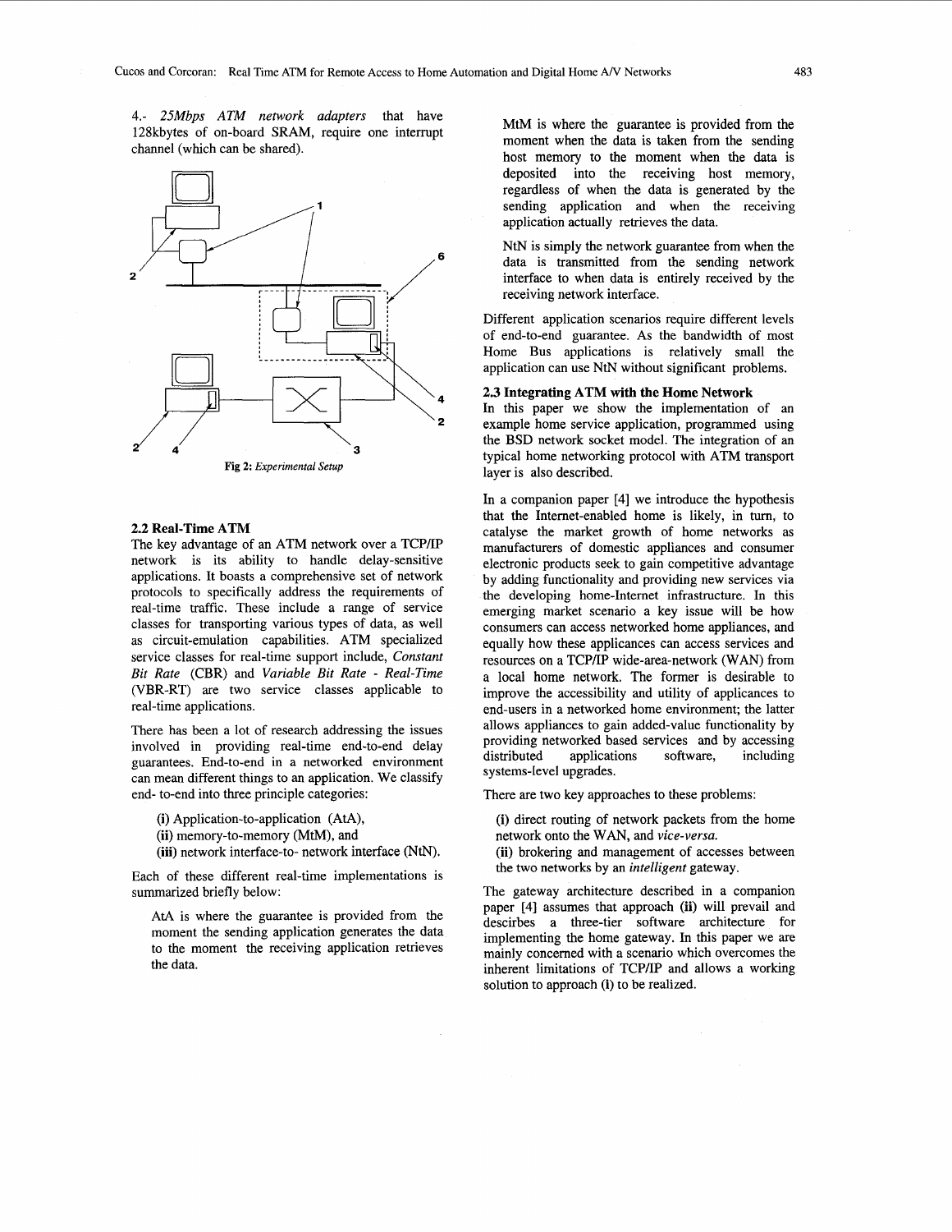4.- *25Mbps ATM network adapters* that have 128kbytes of on-board SRAM, require one interrupt channel (which can be shared).

Fig 2: *Experimental Setup*

## 2.2 Real-Time ATM

The key advantage of an ATM network over a TCP/IP network is its ability to handle delay-sensitive applications. It boasts a comprehensive set of network protocols to specifically address the requirements of real-time traffic. These include a range of service classes for transporting various types of data, as well as circuit-emulation capabilities. ATM specialized service classes for real-time support include, *Constant Bit Rate* (CBR) and *Variable Bit Rate - Real-Time* (VBR-RT) are two service classes applicable to real-time applications.

There has been a lot of research addressing the issues involved in providing real-time end-to-end delay guarantees. End-to-end in a networked environment can mean different things to an application. We classify end- to-end into three principle categories:

(i) Application-to-application (AtA),
(ii) memory-to-memory (MtM), and
(iii) network interface-to- network interface (NtN).

Each of these different real-time implementations is summarized briefly below:

AtA is where the guarantee is provided from the moment the sending application generates the data to the moment the receiving application retrieves the data.

MtM is where the guarantee is provided from the moment when the data is taken from the sending host memory to the moment when the data is deposited into the receiving host memory, regardless of when the data is generated by the sending application and when the receiving application actually retrieves the data.

NtN is simply the network guarantee from when the data is transmitted from the sending network interface to when data is entirely received by the receiving network interface.

Different application scenarios require different levels of end-to-end guarantee. As the bandwidth of most Home Bus applications is relatively small the application can use NtN without significant problems.

## 2.3 Integrating ATM with the Home Network

In this paper we show the implementation of an example home service application, programmed using the BSD network socket model. The integration of an typical home networking protocol with ATM transport layer is also described.

In a companion paper [4] we introduce the hypothesis that the Internet-enabled home is likely, in turn, to catalyse the market growth of home networks as manufacturers of domestic appliances and consumer electronic products seek to gain competitive advantage by adding functionality and providing new services via the developing home-Internet infrastructure. In this emerging market scenario a key issue will be how consumers can access networked home appliances, and equally how these applicances can access services and resources on a TCP/IP wide-area-network (WAN) from a local home network. The former is desirable to improve the accessibility and utility of applicances to end-users in a networked home environment; the latter allows appliances to gain added-value functionality by providing networked based services and by accessing distributed applications software, including systems-level upgrades.

There are two key approaches to these problems:

(i) direct routing of network packets from the home network onto the WAN, and *vice-versa.*
(ii) brokering and management of accesses between the two networks by an *intelligent* gateway.

The gateway architecture described in a companion paper [4] assumes that approach (ii) will prevail and descirbes a three-tier software architecture for implementing the home gateway. In this paper we are mainly concerned with a scenario which overcomes the inherent limitations of TCP/IP and allows a working solution to approach (i) to be realized.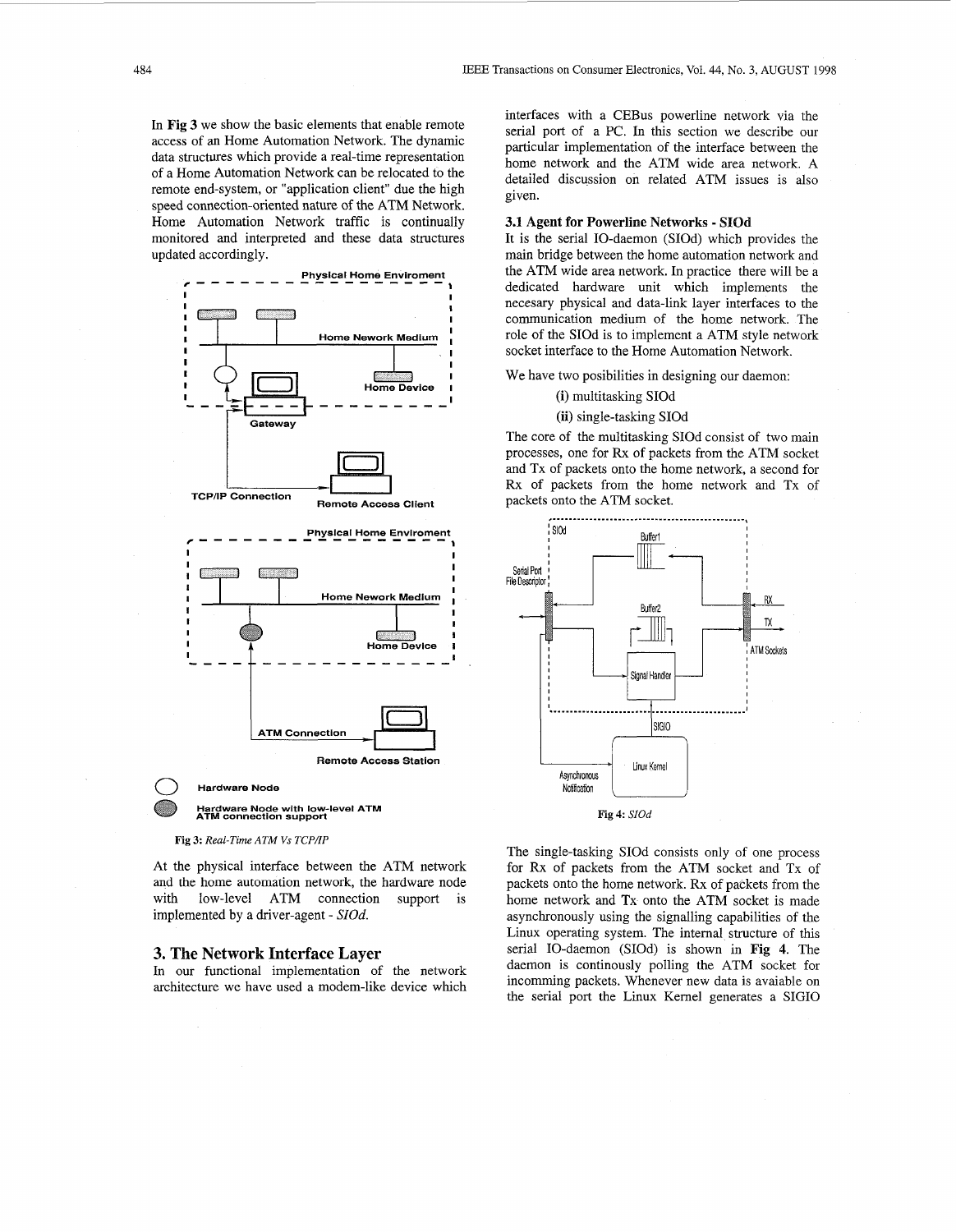In **Fig 3** we show the basic elements that enable remote access of an Home Automation Network. The dynamic data structures which provide a real-time representation of a Home Automation Network can be relocated to the remote end-system, or "application client" due the high speed connection-oriented nature of the ATM Network. Home Automation Network traffic is continually monitored and interpreted and these data structures updated accordingly.

Physical Home Enviroment

Home Nework Medium

Home Device

Gateway

TCP/IP Connection

Remote Access Client

Physical Home Enviroment

Home Nework Medium

Home Device

ATM Connection

Remote Access Station

Hardware Node

Hardware Node with low-level ATM ATM connection support

**Fig 3:** *Real-Time ATM Vs TCP/IP*

At the physical interface between the ATM network and the home automation network, the hardware node with low-level ATM connection support is implemented by a driver-agent - *SIOd.*

## 3. The Network Interface Layer

In our functional implementation of the network architecture we have used a modem-like device which interfaces with a CEBus powerline network via the serial port of a PC. In this section we describe our particular implementation of the interface between the home network and the ATM wide area network. A detailed discussion on related ATM issues is also given.

### 3.1 Agent for Powerline Networks - SIOd

It is the serial IO-daemon (SIOd) which provides the main bridge between the home automation network and the ATM wide area network. In practice there will be a dedicated hardware unit which implements the necesary physical and data-link layer interfaces to the communication medium of the home network. The role of the SIOd is to implement a ATM style network socket interface to the Home Automation Network.

We have two posibilities in designing our daemon:

(i) multitasking SIOd

(ii) single-tasking SIOd

The core of the multitasking SIOd consist of two main processes, one for Rx of packets from the ATM socket and Tx of packets onto the home network, a second for Rx of packets from the home network and Tx of packets onto the ATM socket.

SIOd

Buffer1

Serial Port File Descriptor

Buffer2

RX

TX

ATM Sockets

Signal Handler

SIGIO

Linux Kernel

Asynchronous Notification

**Fig 4:** *SIOd*

The single-tasking SIOd consists only of one process for Rx of packets from the ATM socket and Tx of packets onto the home network. Rx of packets from the home network and Tx onto the ATM socket is made asynchronously using the signalling capabilities of the Linux operating system. The internal structure of this serial IO-daemon (SIOd) is shown in **Fig 4**. The daemon is continously polling the ATM socket for incomming packets. Whenever new data is avaiable on the serial port the Linux Kernel generates a SIGIO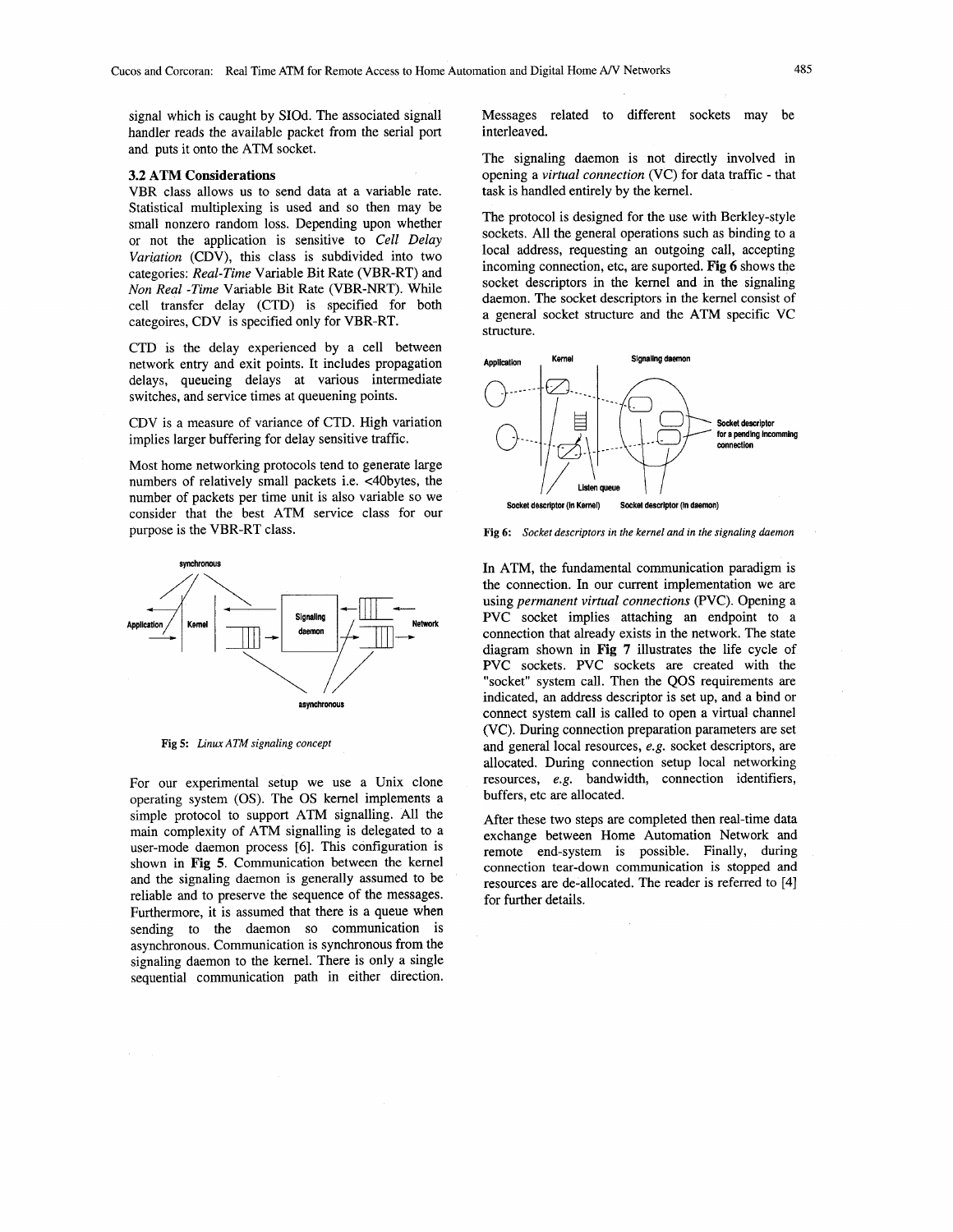signal which is caught by SIOd. The associated signall handler reads the available packet from the serial port and puts it onto the ATM socket.

### 3.2 ATM Considerations

VBR class allows us to send data at a variable rate. Statistical multiplexing is used and so then may be small nonzero random loss. Depending upon whether or not the application is sensitive to *Cell Delay Variation* (CDV), this class is subdivided into two categories: *Real-Time* Variable Bit Rate (VBR-RT) and *Non Real -Time* Variable Bit Rate (VBR-NRT). While cell transfer delay (CTD) is specified for both categoires, CDV is specified only for VBR-RT.

CTD is the delay experienced by a cell between network entry and exit points. It includes propagation delays, queueing delays at various intermediate switches, and service times at queueing points.

CDV is a measure of variance of CTD. High variation implies larger buffering for delay sensitive traffic.

Most home networking protocols tend to generate large numbers of relatively small packets i.e. <40bytes, the number of packets per time unit is also variable so we consider that the best ATM service class for our purpose is the VBR-RT class.

synchronous
Application
Kernel
Signaling daemon
Network
asynchronous

Fig 5: *Linux ATM signaling concept*

For our experimental setup we use a Unix clone operating system (OS). The OS kernel implements a simple protocol to support ATM signalling. All the main complexity of ATM signalling is delegated to a user-mode daemon process [6]. This configuration is shown in **Fig 5**. Communication between the kernel and the signaling daemon is generally assumed to be reliable and to preserve the sequence of the messages. Furthermore, it is assumed that there is a queue when sending to the daemon so communication is asynchronous. Communication is synchronous from the signaling daemon to the kernel. There is only a single sequential communication path in either direction. Messages related to different sockets may be interleaved.

The signaling daemon is not directly involved in opening a *virtual connection* (VC) for data traffic - that task is handled entirely by the kernel.

The protocol is designed for the use with Berkley-style sockets. All the general operations such as binding to a local address, requesting an outgoing call, accepting incoming connection, etc, are suported. **Fig 6** shows the socket descriptors in the kernel and in the signaling daemon. The socket descriptors in the kernel consist of a general socket structure and the ATM specific VC structure.

Application
Kernel
Signaling daemon
Socket descriptor for a pending incomming connection
Listen queue
Socket descriptor (in Kernel)
Socket descriptor (in daemon)

Fig 6: *Socket descriptors in the kernel and in the signaling daemon*

In ATM, the fundamental communication paradigm is the connection. In our current implementation we are using *permanent virtual connections* (PVC). Opening a PVC socket implies attaching an endpoint to a connection that already exists in the network. The state diagram shown in **Fig 7** illustrates the life cycle of PVC sockets. PVC sockets are created with the "socket" system call. Then the QOS requirements are indicated, an address descriptor is set up, and a bind or connect system call is called to open a virtual channel (VC). During connection preparation parameters are set and general local resources, *e.g.* socket descriptors, are allocated. During connection setup local networking resources, *e.g.* bandwidth, connection identifiers, buffers, etc are allocated.

After these two steps are completed then real-time data exchange between Home Automation Network and remote end-system is possible. Finally, during connection tear-down communication is stopped and resources are de-allocated. The reader is referred to [4] for further details.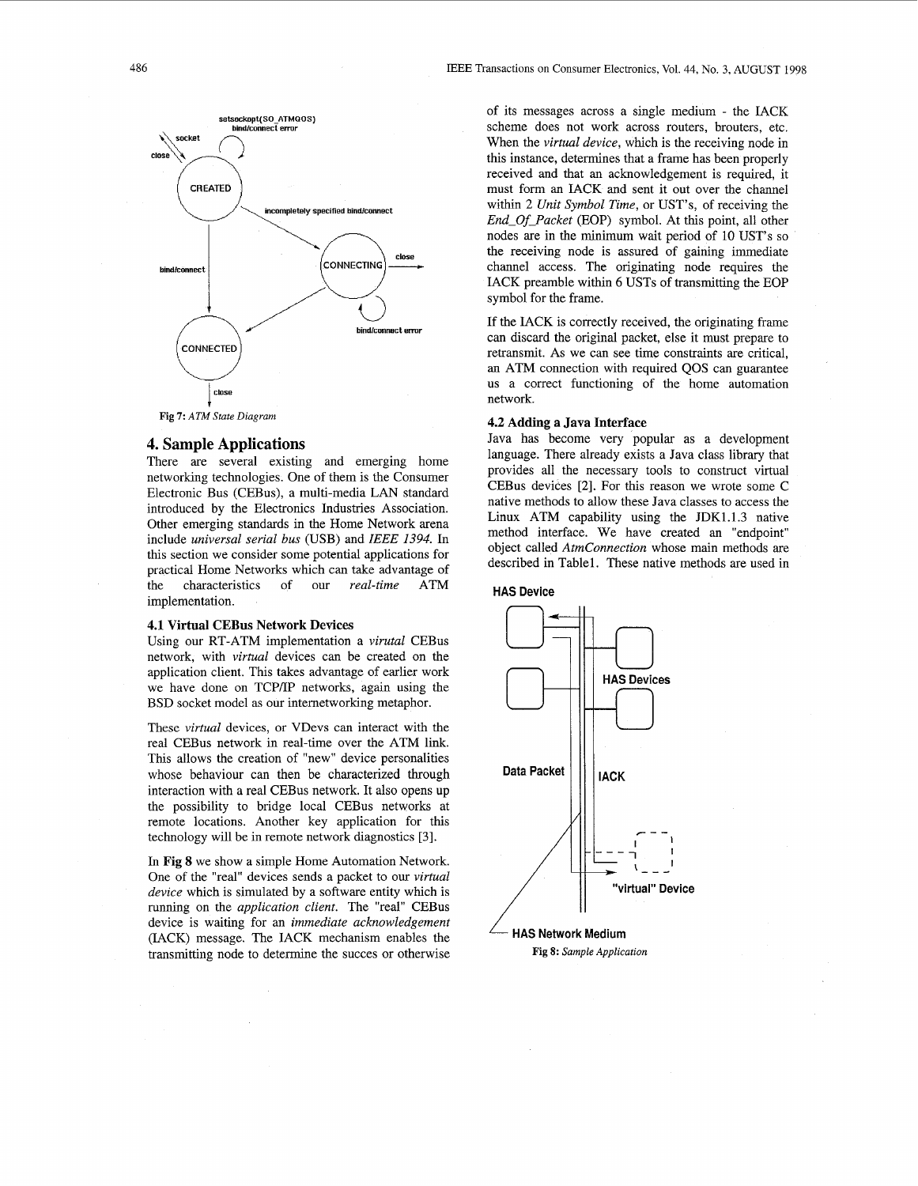Fig 7: *ATM State Diagram*

# 4. Sample Applications

There are several existing and emerging home networking technologies. One of them is the Consumer Electronic Bus (CEBus), a multi-media LAN standard introduced by the Electronics Industries Association. Other emerging standards in the Home Network arena include *universal serial bus* (USB) and *IEEE 1394*. In this section we consider some potential applications for practical Home Networks which can take advantage of the characteristics of our *real-time* ATM implementation.

### 4.1 Virtual CEBus Network Devices

Using our RT-ATM implementation a *virutal* CEBus network, with *virtual* devices can be created on the application client. This takes advantage of earlier work we have done on TCP/IP networks, again using the BSD socket model as our internetworking metaphor.

These *virtual* devices, or VDevs can interact with the real CEBus network in real-time over the ATM link. This allows the creation of "new" device personalities whose behaviour can then be characterized through interaction with a real CEBus network. It also opens up the possibility to bridge local CEBus networks at remote locations. Another key application for this technology will be in remote network diagnostics [3].

In **Fig 8** we show a simple Home Automation Network. One of the "real" devices sends a packet to our *virtual device* which is simulated by a software entity which is running on the *application client*. The "real" CEBus device is waiting for an *immediate acknowledgement* (IACK) message. The IACK mechanism enables the transmitting node to determine the succes or otherwise of its messages across a single medium - the IACK scheme does not work across routers, brouters, etc. When the *virtual device*, which is the receiving node in this instance, determines that a frame has been properly received and that an acknowledgement is required, it must form an IACK and sent it out over the channel within 2 *Unit Symbol Time*, or UST's, of receiving the *End_Of_Packet* (EOP) symbol. At this point, all other nodes are in the minimum wait period of 10 UST's so the receiving node is assured of gaining immediate channel access. The originating node requires the IACK preamble within 6 USTs of transmitting the EOP symbol for the frame.

If the IACK is correctly received, the originating frame can discard the original packet, else it must prepare to retransmit. As we can see time constraints are critical, an ATM connection with required QOS can guarantee us a correct functioning of the home automation network.

### 4.2 Adding a Java Interface

Java has become very popular as a development language. There already exists a Java class library that provides all the necessary tools to construct virtual CEBus devices [2]. For this reason we wrote some C native methods to allow these Java classes to access the Linux ATM capability using the JDK1.1.3 native method interface. We have created an "endpoint" object called *AtmConnection* whose main methods are described in Table1. These native methods are used in

Fig 8: *Sample Application*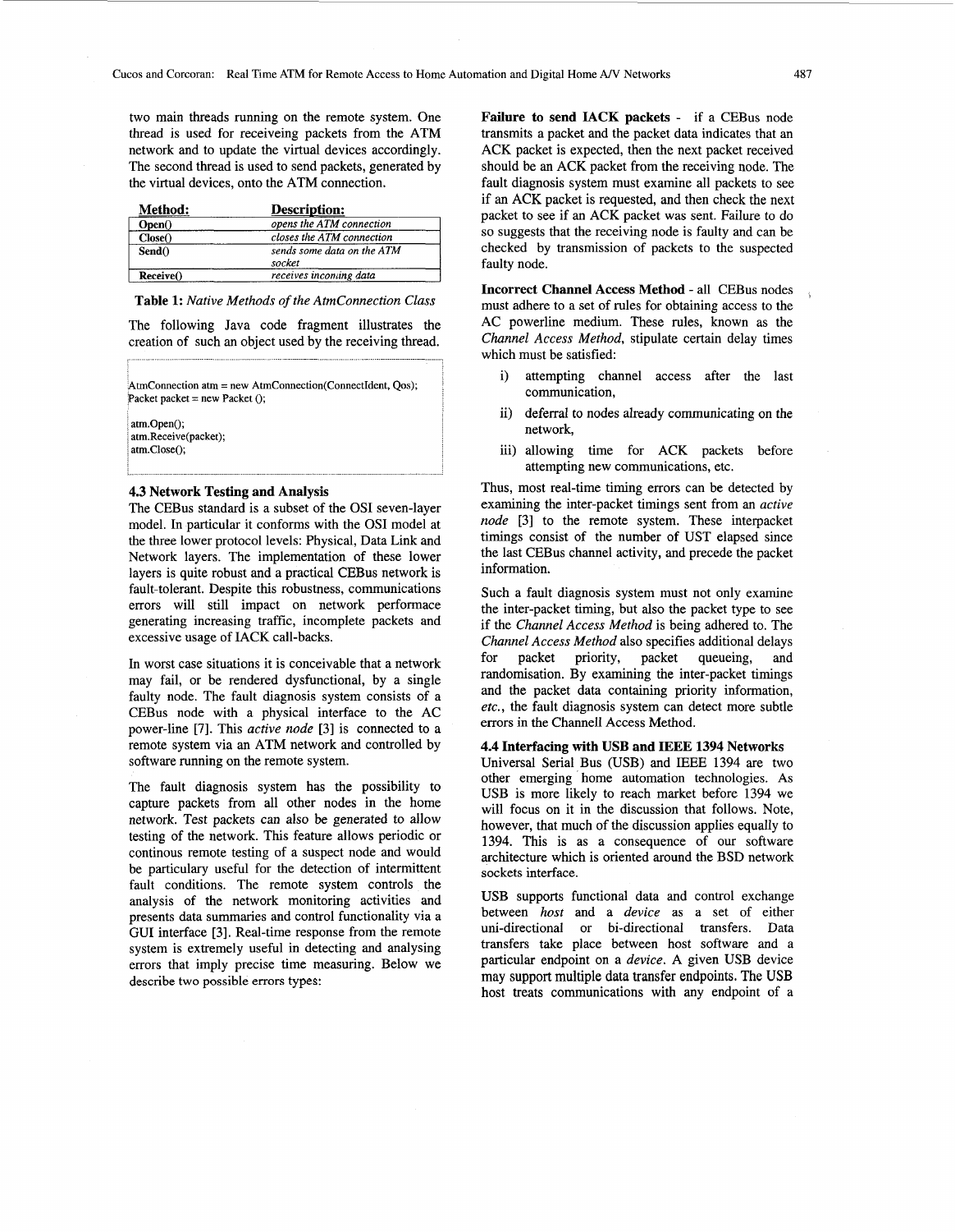two main threads running on the remote system. One thread is used for receiveing packets from the ATM network and to update the virtual devices accordingly. The second thread is used to send packets, generated by the virtual devices, onto the ATM connection.

| Method: | Description: |
| --- | --- |
| **Open()** | *opens the ATM connection* |
| **Close()** | *closes the ATM connection* |
| **Send()** | *sends some data on the ATM socket* |
| **Receive()** | *receives incoming data* |

**Table 1:** *Native Methods of the AtmConnection Class*

The following Java code fragment illustrates the creation of such an object used by the receiving thread.

```
AtmConnection atm = new AtmConnection(ConnectIdent, Qos);
Packet packet = new Packet ();

atm.Open();
atm.Receive(packet);
atm.Close();
```

### 4.3 Network Testing and Analysis

The CEBus standard is a subset of the OSI seven-layer model. In particular it conforms with the OSI model at the three lower protocol levels: Physical, Data Link and Network layers. The implementation of these lower layers is quite robust and a practical CEBus network is fault-tolerant. Despite this robustness, communications errors will still impact on network performace generating increasing traffic, incomplete packets and excessive usage of IACK call-backs.

In worst case situations it is conceivable that a network may fail, or be rendered dysfunctional, by a single faulty node. The fault diagnosis system consists of a CEBus node with a physical interface to the AC power-line [7]. This *active node* [3] is connected to a remote system via an ATM network and controlled by software running on the remote system.

The fault diagnosis system has the possibility to capture packets from all other nodes in the home network. Test packets can also be generated to allow testing of the network. This feature allows periodic or continous remote testing of a suspect node and would be particulary useful for the detection of intermittent fault conditions. The remote system controls the analysis of the network monitoring activities and presents data summaries and control functionality via a GUI interface [3]. Real-time response from the remote system is extremely useful in detecting and analysing errors that imply precise time measuring. Below we describe two possible errors types:

**Failure to send IACK packets** - if a CEBus node transmits a packet and the packet data indicates that an ACK packet is expected, then the next packet received should be an ACK packet from the receiving node. The fault diagnosis system must examine all packets to see if an ACK packet is requested, and then check the next packet to see if an ACK packet was sent. Failure to do so suggests that the receiving node is faulty and can be checked by transmission of packets to the suspected faulty node.

**Incorrect Channel Access Method** - all CEBus nodes must adhere to a set of rules for obtaining access to the AC powerline medium. These rules, known as the *Channel Access Method*, stipulate certain delay times which must be satisfied:

i) attempting channel access after the last communication,

ii) deferral to nodes already communicating on the network,

iii) allowing time for ACK packets before attempting new communications, etc.

Thus, most real-time timing errors can be detected by examining the inter-packet timings sent from an *active node* [3] to the remote system. These interpacket timings consist of the number of UST elapsed since the last CEBus channel activity, and precede the packet information.

Such a fault diagnosis system must not only examine the inter-packet timing, but also the packet type to see if the *Channel Access Method* is being adhered to. The *Channel Access Method* also specifies additional delays for packet priority, packet queueing, and randomisation. By examining the inter-packet timings and the packet data containing priority information, *etc.*, the fault diagnosis system can detect more subtle errors in the Channell Access Method.

### 4.4 Interfacing with USB and IEEE 1394 Networks

Universal Serial Bus (USB) and IEEE 1394 are two other emerging home automation technologies. As USB is more likely to reach market before 1394 we will focus on it in the discussion that follows. Note, however, that much of the discussion applies equally to 1394. This is as a consequence of our software architecture which is oriented around the BSD network sockets interface.

USB supports functional data and control exchange between *host* and a *device* as a set of either uni-directional or bi-directional transfers. Data transfers take place between host software and a particular endpoint on a *device*. A given USB device may support multiple data transfer endpoints. The USB host treats communications with any endpoint of a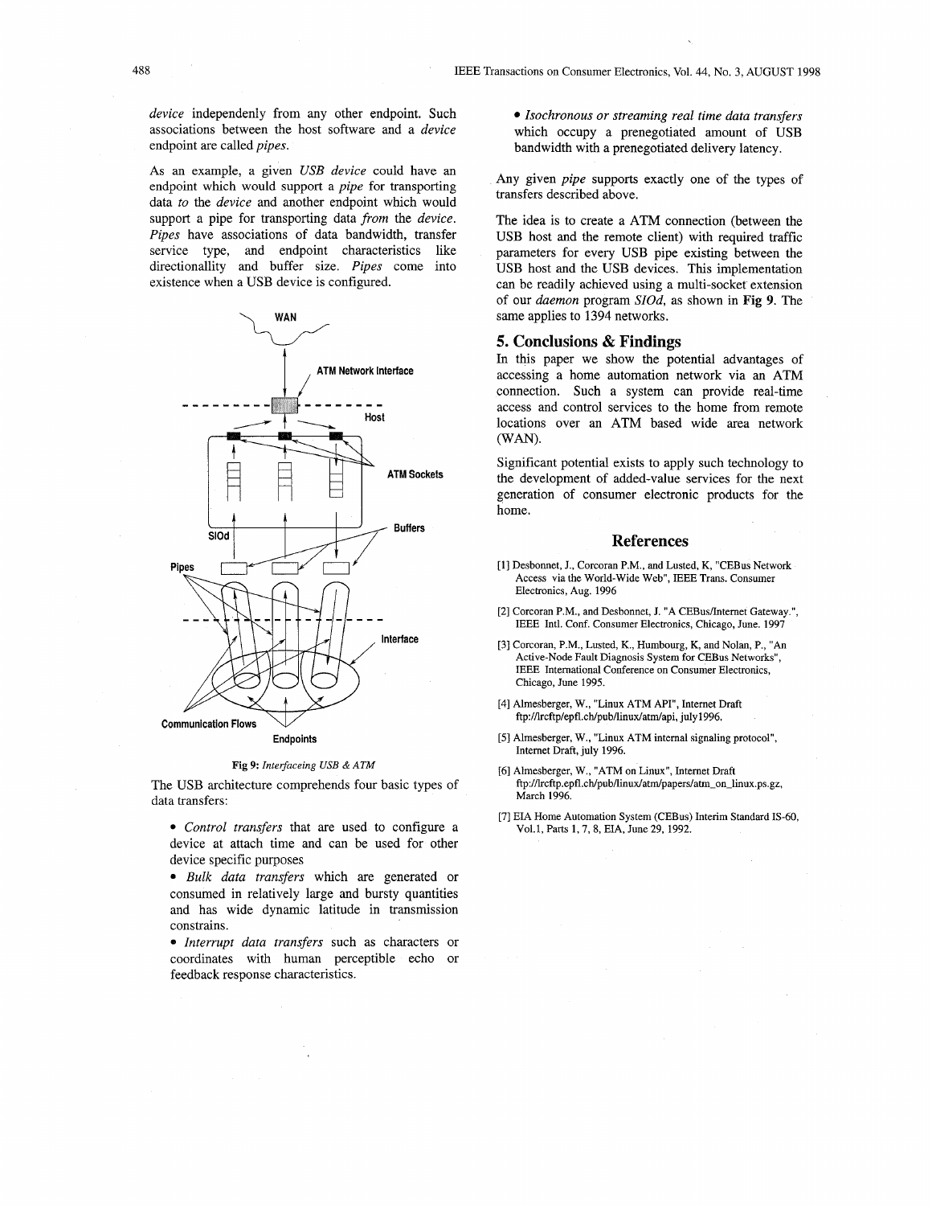*device* independenly from any other endpoint. Such associations between the host software and a *device* endpoint are called *pipes*.

As an example, a given *USB device* could have an endpoint which would support a *pipe* for transporting data *to* the *device* and another endpoint which would support a pipe for transporting data *from* the *device*. *Pipes* have associations of data bandwidth, transfer service type, and endpoint characteristics like directionallity and buffer size. *Pipes* come into existence when a USB device is configured.

**Fig 9:** *Interfaceing USB & ATM*

The USB architecture comprehends four basic types of data transfers:

- *Control transfers* that are used to configure a device at attach time and can be used for other device specific purposes
- *Bulk data transfers* which are generated or consumed in relatively large and bursty quantities and has wide dynamic latitude in transmission constrains.
- *Interrupt data transfers* such as characters or coordinates with human perceptible echo or feedback response characteristics.
- *Isochronous or streaming real time data transfers* which occupy a prenegotiated amount of USB bandwidth with a prenegotiated delivery latency.

Any given *pipe* supports exactly one of the types of transfers described above.

The idea is to create a ATM connection (between the USB host and the remote client) with required traffic parameters for every USB pipe existing between the USB host and the USB devices. This implementation can be readily achieved using a multi-socket extension of our *daemon* program *SIOd*, as shown in **Fig 9**. The same applies to 1394 networks.

## 5. Conclusions & Findings

In this paper we show the potential advantages of accessing a home automation network via an ATM connection. Such a system can provide real-time access and control services to the home from remote locations over an ATM based wide area network (WAN).

Significant potential exists to apply such technology to the development of added-value services for the next generation of consumer electronic products for the home.

## References

[1] Desbonnet, J., Corcoran P.M., and Lusted, K, "CEBus Network Access via the World-Wide Web", IEEE Trans. Consumer Electronics, Aug. 1996

[2] Corcoran P.M., and Desbonnet, J. "A CEBus/Internet Gateway.", IEEE Intl. Conf. Consumer Electronics, Chicago, June. 1997

[3] Corcoran, P.M., Lusted, K., Humbourg, K, and Nolan, P., "An Active-Node Fault Diagnosis System for CEBus Networks", IEEE International Conference on Consumer Electronics, Chicago, June 1995.

[4] Almesberger, W., "Linux ATM API", Internet Draft ftp://lrcftp/epfl.ch/pub/linux/atm/api, july1996.

[5] Almesberger, W., "Linux ATM internal signaling protocol", Internet Draft, july 1996.

[6] Almesberger, W., "ATM on Linux", Internet Draft ftp://lrcftp.epfl.ch/pub/linux/atm/papers/atm_on_linux.ps.gz, March 1996.

[7] EIA Home Automation System (CEBus) Interim Standard IS-60, Vol.1, Parts 1, 7, 8, EIA, June 29, 1992.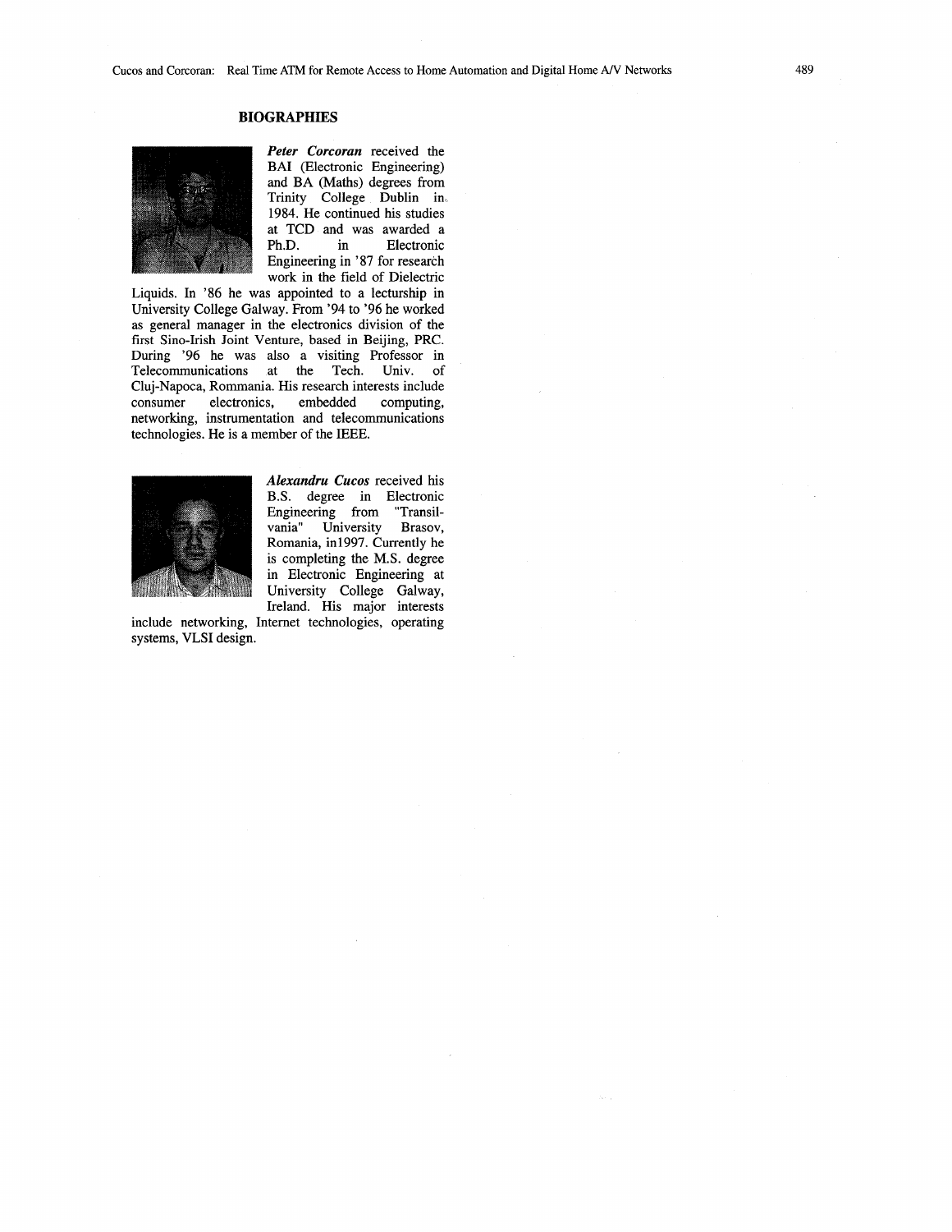## BIOGRAPHIES

***Peter Corcoran*** received the BAI (Electronic Engineering) and BA (Maths) degrees from Trinity College Dublin in 1984. He continued his studies at TCD and was awarded a Ph.D. in Electronic Engineering in '87 for research work in the field of Dielectric Liquids. In '86 he was appointed to a lecturship in University College Galway. From '94 to '96 he worked as general manager in the electronics division of the first Sino-Irish Joint Venture, based in Beijing, PRC. During '96 he was also a visiting Professor in Telecommunications at the Tech. Univ. of Cluj-Napoca, Rommania. His research interests include consumer electronics, embedded computing, networking, instrumentation and telecommunications technologies. He is a member of the IEEE.

***Alexandru Cucos*** received his B.S. degree in Electronic Engineering from "Transilvania" University Brasov, Romania, in1997. Currently he is completing the M.S. degree in Electronic Engineering at University College Galway, Ireland. His major interests include networking, Internet technologies, operating systems, VLSI design.